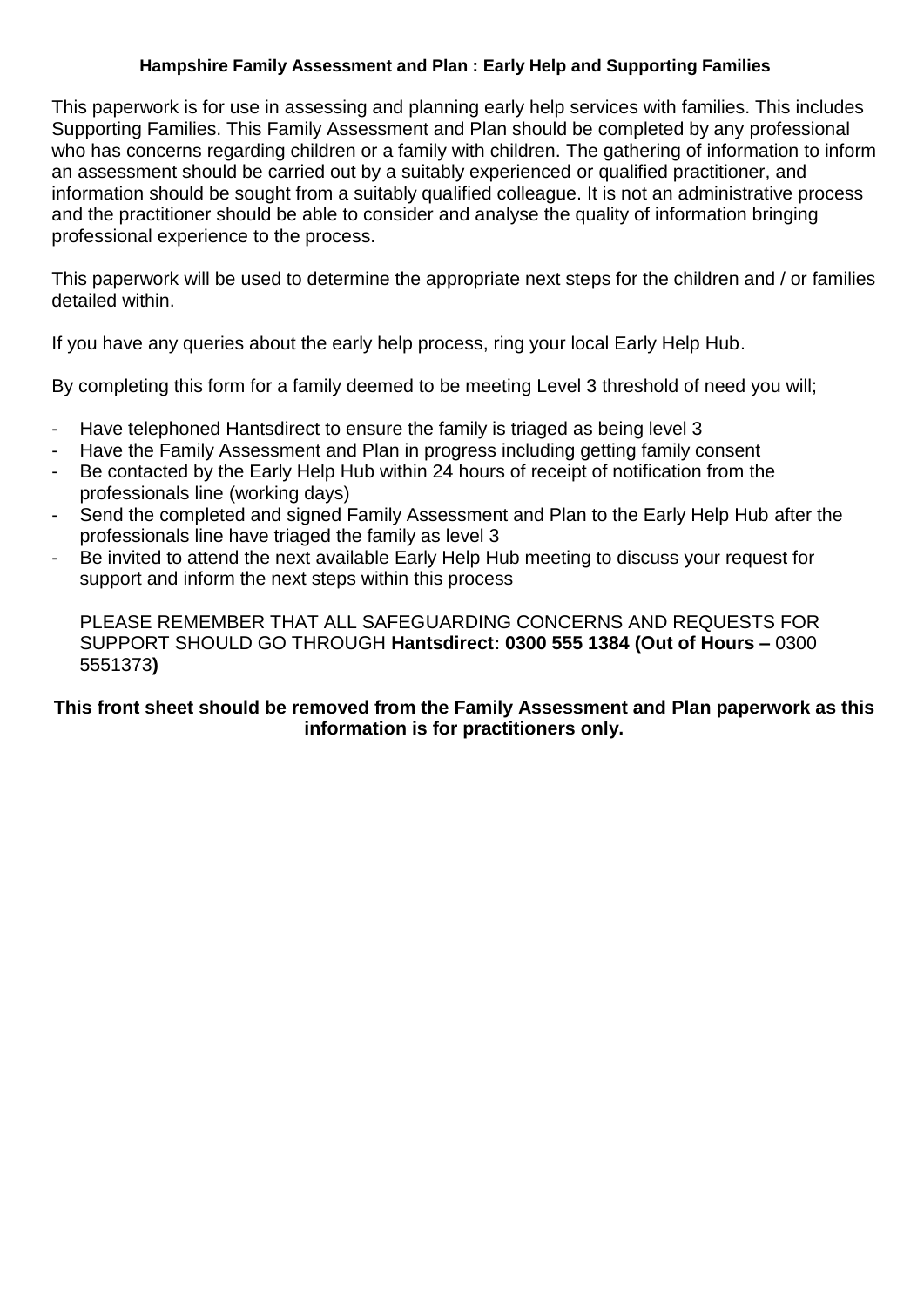**Hampshire Family Assessment and Plan : Early Help and Supporting Families**

This paperwork is for use in assessing and planning early help services with families. This includes Supporting Families. This Family Assessment and Plan should be completed by any professional who has concerns regarding children or a family with children. The gathering of information to inform an assessment should be carried out by a suitably experienced or qualified practitioner, and information should be sought from a suitably qualified colleague. It is not an administrative process and the practitioner should be able to consider and analyse the quality of information bringing professional experience to the process.

This paperwork will be used to determine the appropriate next steps for the children and / or families detailed within.

If you have any queries about the early help process, ring your local Early Help Hub.

By completing this form for a family deemed to be meeting Level 3 threshold of need you will;

- Have telephoned Hantsdirect to ensure the family is triaged as being level 3
- Have the Family Assessment and Plan in progress including getting family consent
- Be contacted by the Early Help Hub within 24 hours of receipt of notification from the professionals line (working days)
- Send the completed and signed Family Assessment and Plan to the Early Help Hub after the professionals line have triaged the family as level 3
- Be invited to attend the next available Early Help Hub meeting to discuss your request for support and inform the next steps within this process

PLEASE REMEMBER THAT ALL SAFEGUARDING CONCERNS AND REQUESTS FOR SUPPORT SHOULD GO THROUGH **Hantsdirect: 0300 555 1384 (Out of Hours –** 0300 5551373**)**

**This front sheet should be removed from the Family Assessment and Plan paperwork as this information is for practitioners only.**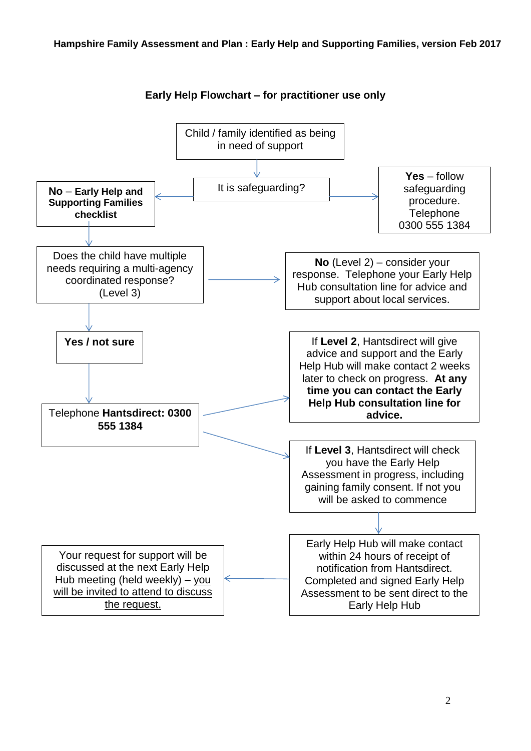## Early Help Flowchart – for practitioner use only

Child / family identified as being in need of support

It is safeguarding?

**Yes** – follow safeguarding procedure. Telephone 0300 555 1384

**No** – **Early Help and Supporting Families checklist**

Does the child have multiple needs requiring a multi-agency coordinated response? (Level 3)

**No** (Level 2) – consider your response. Telephone your Early Help Hub consultation line for advice and support about local services.

**Yes / not sure**

Telephone **Hantsdirect: 0300 555 1384**

If **Level 2**, Hantsdirect will give advice and support and the Early Help Hub will make contact 2 weeks later to check on progress. **At any time you can contact the Early Help Hub consultation line for advice.**

If **Level 3**, Hantsdirect will check you have the Early Help Assessment in progress, including gaining family consent. If not you will be asked to commence

Early Help Hub will make contact within 24 hours of receipt of notification from Hantsdirect. Completed and signed Early Help Assessment to be sent direct to the Early Help Hub

Your request for support will be discussed at the next Early Help Hub meeting (held weekly) – you will be invited to attend to discuss the request.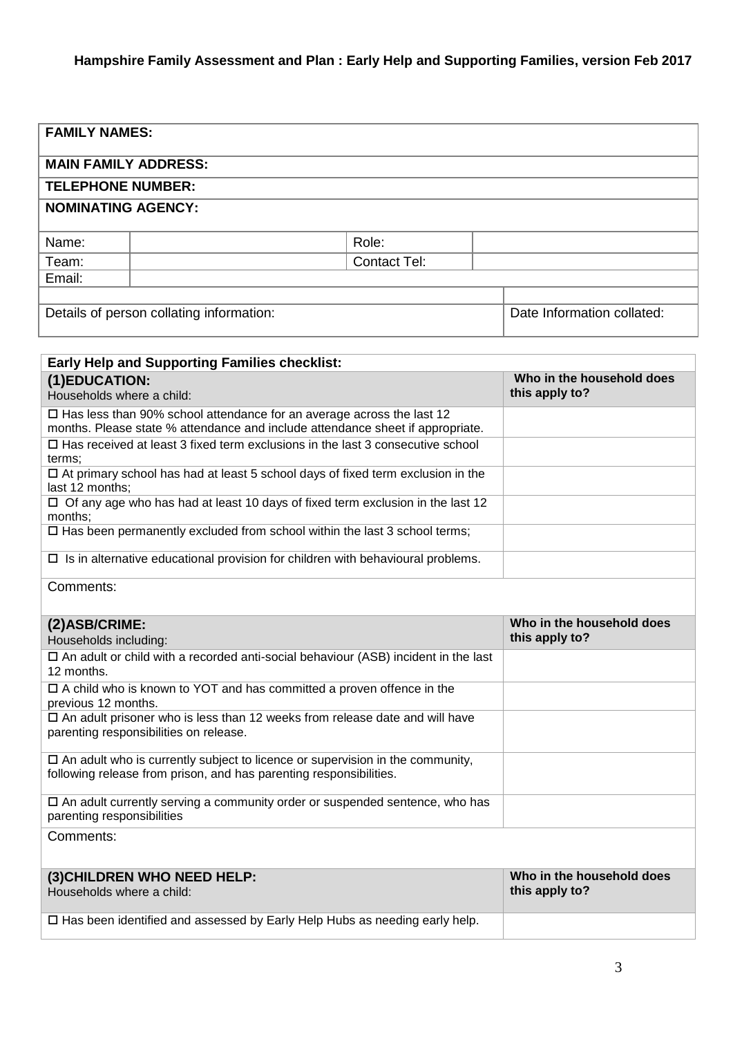**Hampshire Family Assessment and Plan : Early Help and Supporting Families, version Feb 2017**

| **FAMILY NAMES:** | | | |
|---|---|---|---|
| **MAIN FAMILY ADDRESS:** | | | |
| **TELEPHONE NUMBER:** | | | |
| **NOMINATING AGENCY:** | | | |
| Name: | | Role: | |
| Team: | | Contact Tel: | |
| Email: | | | |
| Details of person collating information: | | | Date Information collated: |

| **Early Help and Supporting Families checklist:** | |
|---|---|
| **(1)EDUCATION:**<br>Households where a child: | **Who in the household does this apply to?** |
| ☐ Has less than 90% school attendance for an average across the last 12 months. Please state % attendance and include attendance sheet if appropriate. | |
| ☐ Has received at least 3 fixed term exclusions in the last 3 consecutive school terms; | |
| ☐ At primary school has had at least 5 school days of fixed term exclusion in the last 12 months; | |
| ☐ Of any age who has had at least 10 days of fixed term exclusion in the last 12 months; | |
| ☐ Has been permanently excluded from school within the last 3 school terms; | |
| ☐ Is in alternative educational provision for children with behavioural problems. | |
| Comments: | |
| **(2)ASB/CRIME:**<br>Households including: | **Who in the household does this apply to?** |
| ☐ An adult or child with a recorded anti-social behaviour (ASB) incident in the last 12 months. | |
| ☐ A child who is known to YOT and has committed a proven offence in the previous 12 months. | |
| ☐ An adult prisoner who is less than 12 weeks from release date and will have parenting responsibilities on release. | |
| ☐ An adult who is currently subject to licence or supervision in the community, following release from prison, and has parenting responsibilities. | |
| ☐ An adult currently serving a community order or suspended sentence, who has parenting responsibilities | |
| Comments: | |
| **(3)CHILDREN WHO NEED HELP:**<br>Households where a child: | **Who in the household does this apply to?** |
| ☐ Has been identified and assessed by Early Help Hubs as needing early help. | |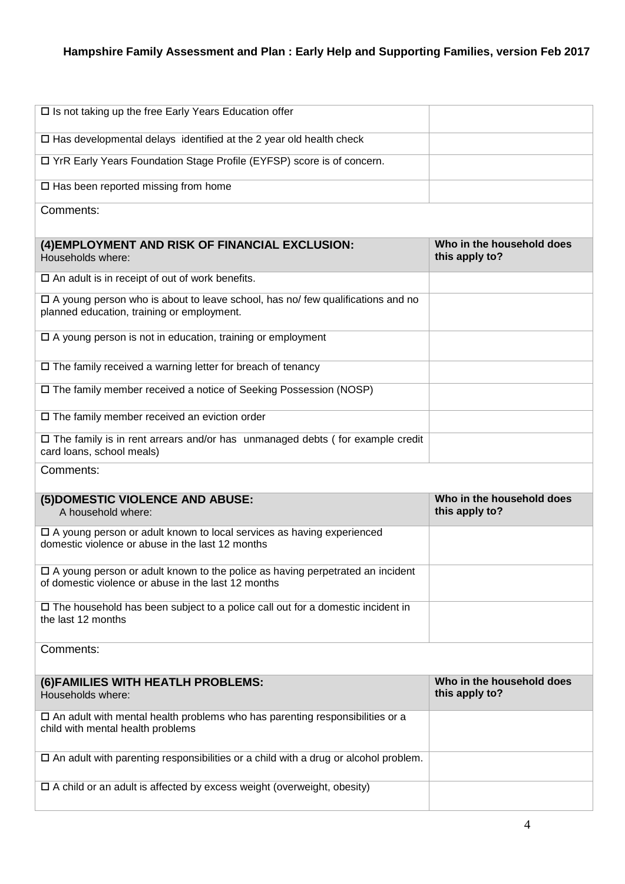| | |
|---|---|
| □ Is not taking up the free Early Years Education offer | |
| □ Has developmental delays identified at the 2 year old health check | |
| □ YrR Early Years Foundation Stage Profile (EYFSP) score is of concern. | |
| □ Has been reported missing from home | |
| Comments: | |

| **(4)EMPLOYMENT AND RISK OF FINANCIAL EXCLUSION:** Households where: | **Who in the household does this apply to?** |
|---|---|
| □ An adult is in receipt of out of work benefits. | |
| □ A young person who is about to leave school, has no/ few qualifications and no planned education, training or employment. | |
| □ A young person is not in education, training or employment | |
| □ The family received a warning letter for breach of tenancy | |
| □ The family member received a notice of Seeking Possession (NOSP) | |
| □ The family member received an eviction order | |
| □ The family is in rent arrears and/or has unmanaged debts ( for example credit card loans, school meals) | |
| Comments: | |

| **(5)DOMESTIC VIOLENCE AND ABUSE:** A household where: | **Who in the household does this apply to?** |
|---|---|
| □ A young person or adult known to local services as having experienced domestic violence or abuse in the last 12 months | |
| □ A young person or adult known to the police as having perpetrated an incident of domestic violence or abuse in the last 12 months | |
| □ The household has been subject to a police call out for a domestic incident in the last 12 months | |
| Comments: | |

| **(6)FAMILIES WITH HEATLH PROBLEMS:** Households where: | **Who in the household does this apply to?** |
|---|---|
| □ An adult with mental health problems who has parenting responsibilities or a child with mental health problems | |
| □ An adult with parenting responsibilities or a child with a drug or alcohol problem. | |
| □ A child or an adult is affected by excess weight (overweight, obesity) | |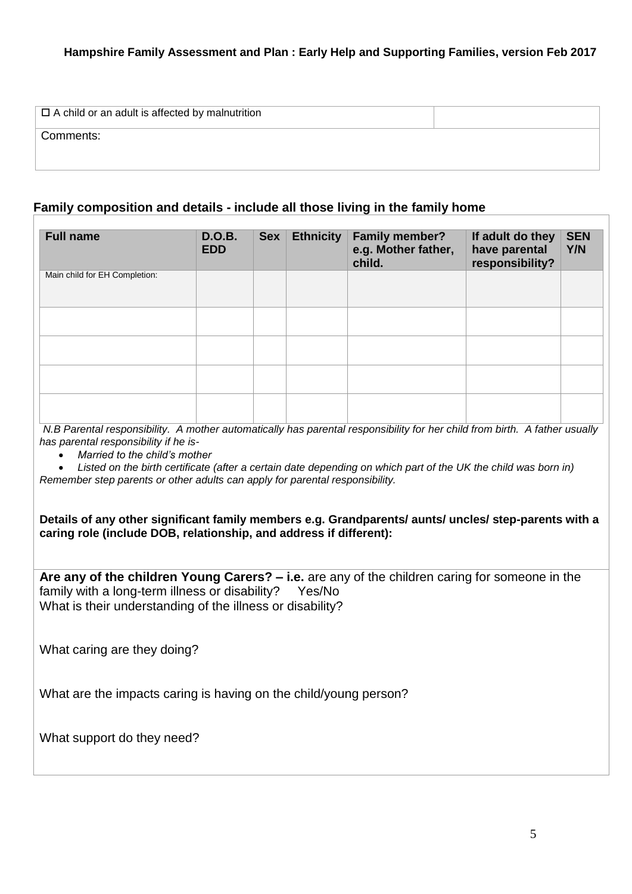| ☐ A child or an adult is affected by malnutrition | |
|---|---|
| Comments: | |

## Family composition and details - include all those living in the family home

| Full name | D.O.B. EDD | Sex | Ethnicity | Family member? e.g. Mother father, child. | If adult do they have parental responsibility? | SEN Y/N |
|---|---|---|---|---|---|---|
| Main child for EH Completion: | | | | | | |
| | | | | | | |
| | | | | | | |
| | | | | | | |
| | | | | | | |

*N.B Parental responsibility. A mother automatically has parental responsibility for her child from birth. A father usually has parental responsibility if he is-*

- *Married to the child's mother*
- *Listed on the birth certificate (after a certain date depending on which part of the UK the child was born in)*

*Remember step parents or other adults can apply for parental responsibility.*

**Details of any other significant family members e.g. Grandparents/ aunts/ uncles/ step-parents with a caring role (include DOB, relationship, and address if different):**

**Are any of the children Young Carers? – i.e.** are any of the children caring for someone in the family with a long-term illness or disability? Yes/No

What is their understanding of the illness or disability?

What caring are they doing?

What are the impacts caring is having on the child/young person?

What support do they need?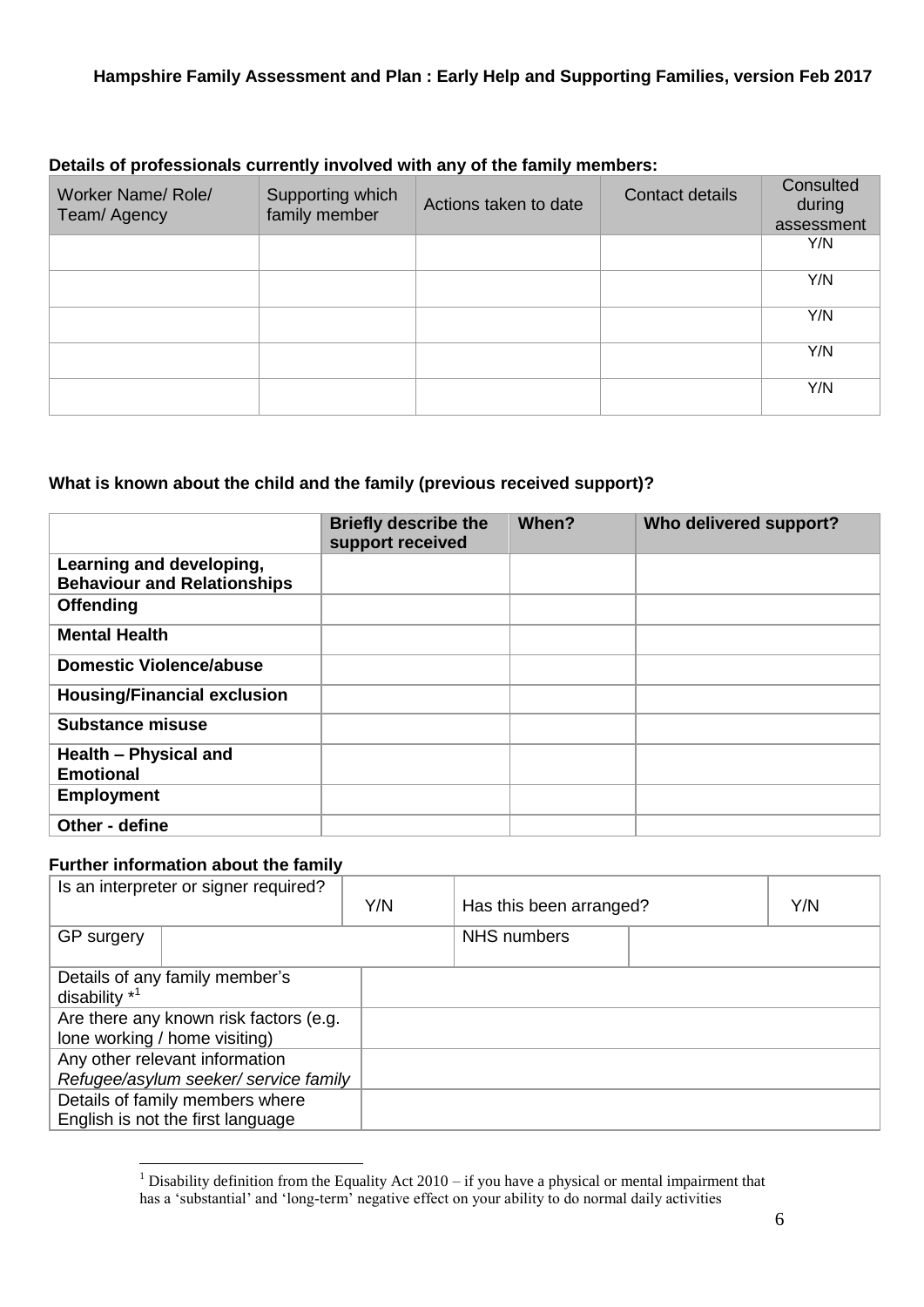**Details of professionals currently involved with any of the family members:**

| Worker Name/ Role/ Team/ Agency | Supporting which family member | Actions taken to date | Contact details | Consulted during assessment |
|---|---|---|---|---|
| | | | | Y/N |
| | | | | Y/N |
| | | | | Y/N |
| | | | | Y/N |
| | | | | Y/N |

**What is known about the child and the family (previous received support)?**

| | Briefly describe the support received | When? | Who delivered support? |
|---|---|---|---|
| **Learning and developing, Behaviour and Relationships** | | | |
| **Offending** | | | |
| **Mental Health** | | | |
| **Domestic Violence/abuse** | | | |
| **Housing/Financial exclusion** | | | |
| **Substance misuse** | | | |
| **Health – Physical and Emotional** | | | |
| **Employment** | | | |
| **Other - define** | | | |

**Further information about the family**

| Is an interpreter or signer required? | Y/N | Has this been arranged? | Y/N |
|---|---|---|---|
| GP surgery | | NHS numbers | |
| Details of any family member's disability *[1] | | | |
| Are there any known risk factors (e.g. lone working / home visiting) | | | |
| Any other relevant information *Refugee/asylum seeker/ service family* | | | |
| Details of family members where English is not the first language | | | |

[1] Disability definition from the Equality Act 2010 – if you have a physical or mental impairment that has a 'substantial' and 'long-term' negative effect on your ability to do normal daily activities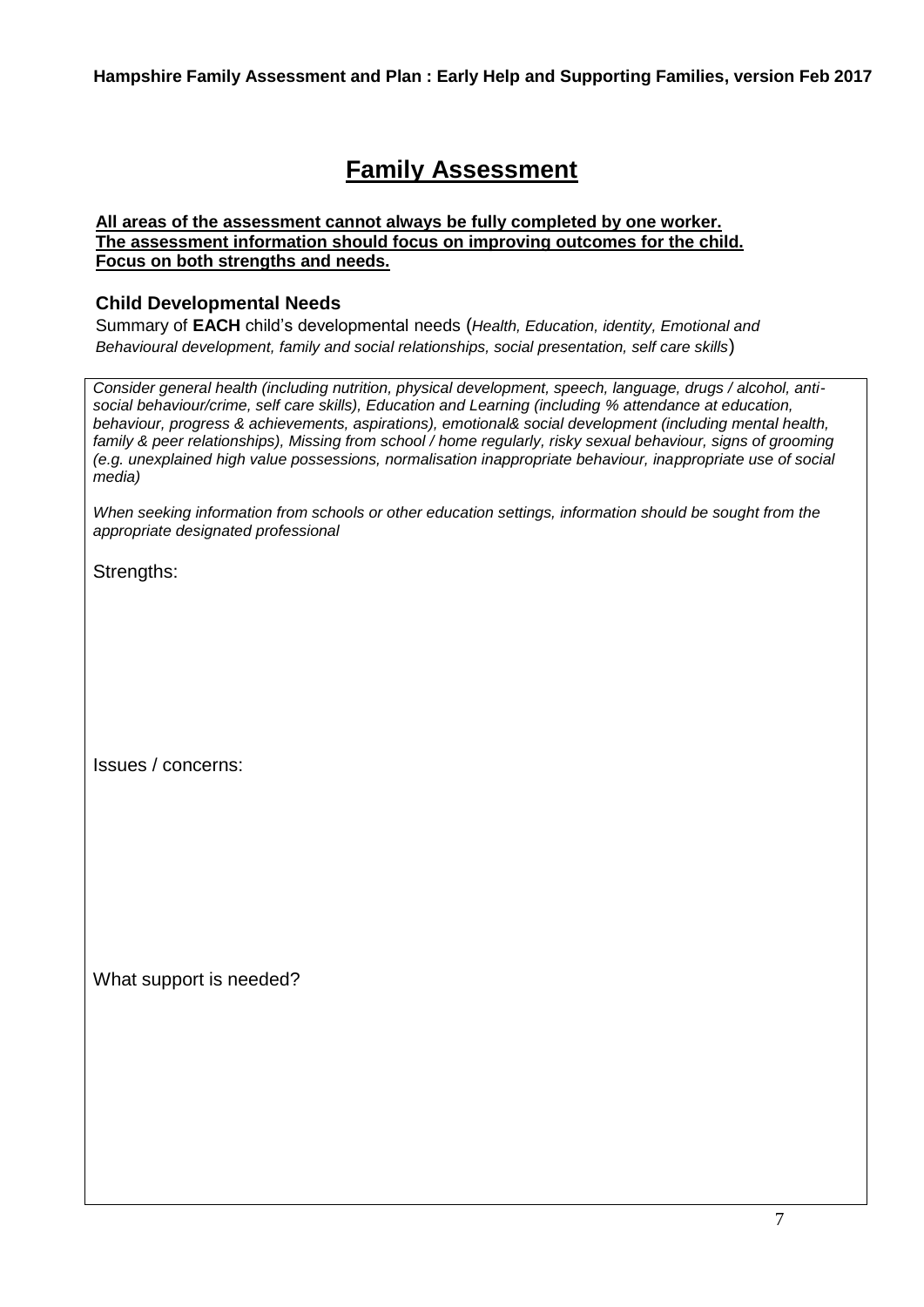# Family Assessment

**All areas of the assessment cannot always be fully completed by one worker.**
**The assessment information should focus on improving outcomes for the child.**
**Focus on both strengths and needs.**

### Child Developmental Needs

Summary of **EACH** child's developmental needs (*Health, Education, identity, Emotional and Behavioural development, family and social relationships, social presentation, self care skills*)

*Consider general health (including nutrition, physical development, speech, language, drugs / alcohol, anti-social behaviour/crime, self care skills), Education and Learning (including % attendance at education, behaviour, progress & achievements, aspirations), emotional& social development (including mental health, family & peer relationships), Missing from school / home regularly, risky sexual behaviour, signs of grooming (e.g. unexplained high value possessions, normalisation inappropriate behaviour, inappropriate use of social media)*

*When seeking information from schools or other education settings, information should be sought from the appropriate designated professional*

Strengths:

Issues / concerns:

What support is needed?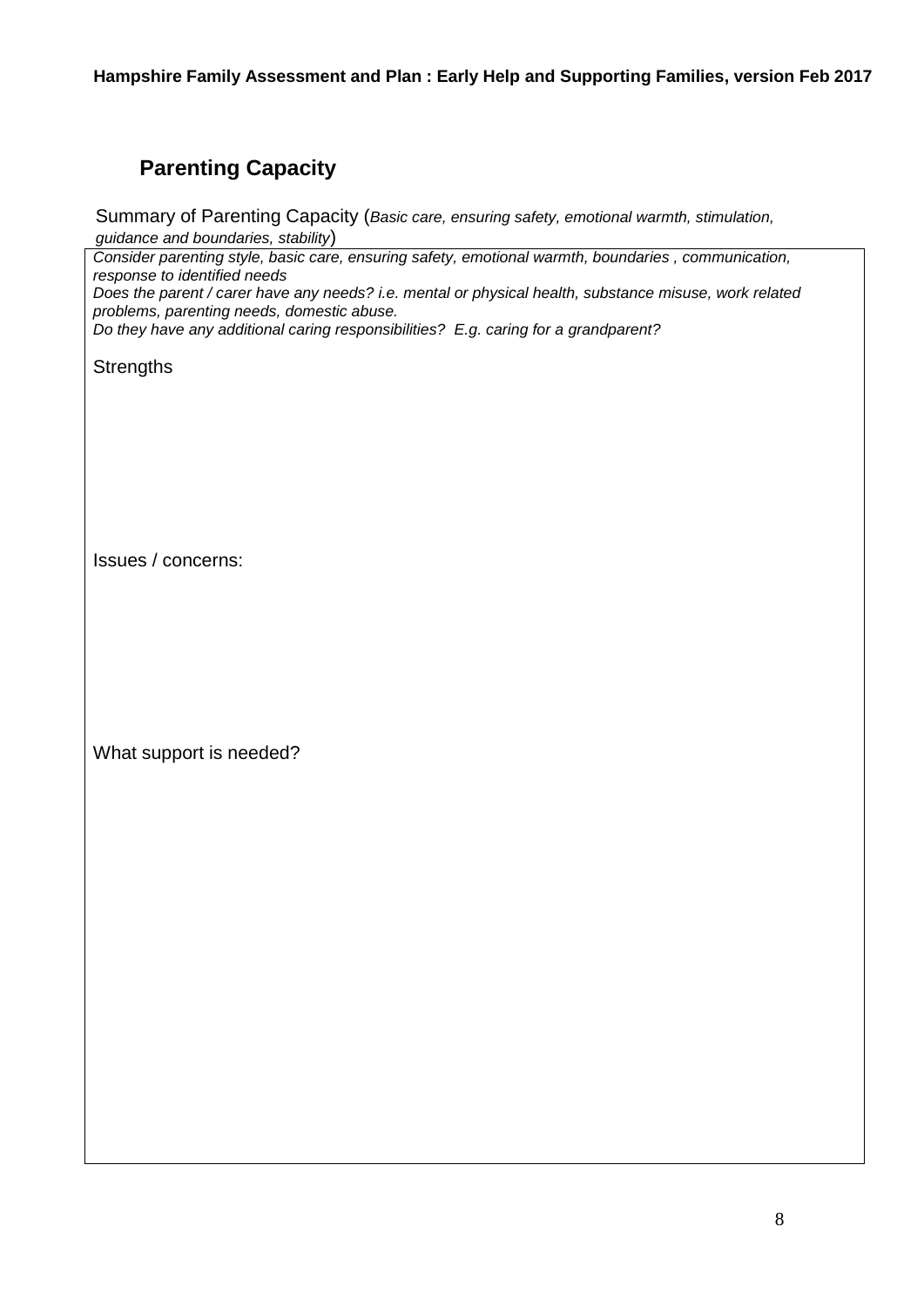## Parenting Capacity

Summary of Parenting Capacity (*Basic care, ensuring safety, emotional warmth, stimulation, guidance and boundaries, stability*)

*Consider parenting style, basic care, ensuring safety, emotional warmth, boundaries , communication, response to identified needs*
*Does the parent / carer have any needs? i.e. mental or physical health, substance misuse, work related problems, parenting needs, domestic abuse.*
*Do they have any additional caring responsibilities? E.g. caring for a grandparent?*

Strengths

Issues / concerns:

What support is needed?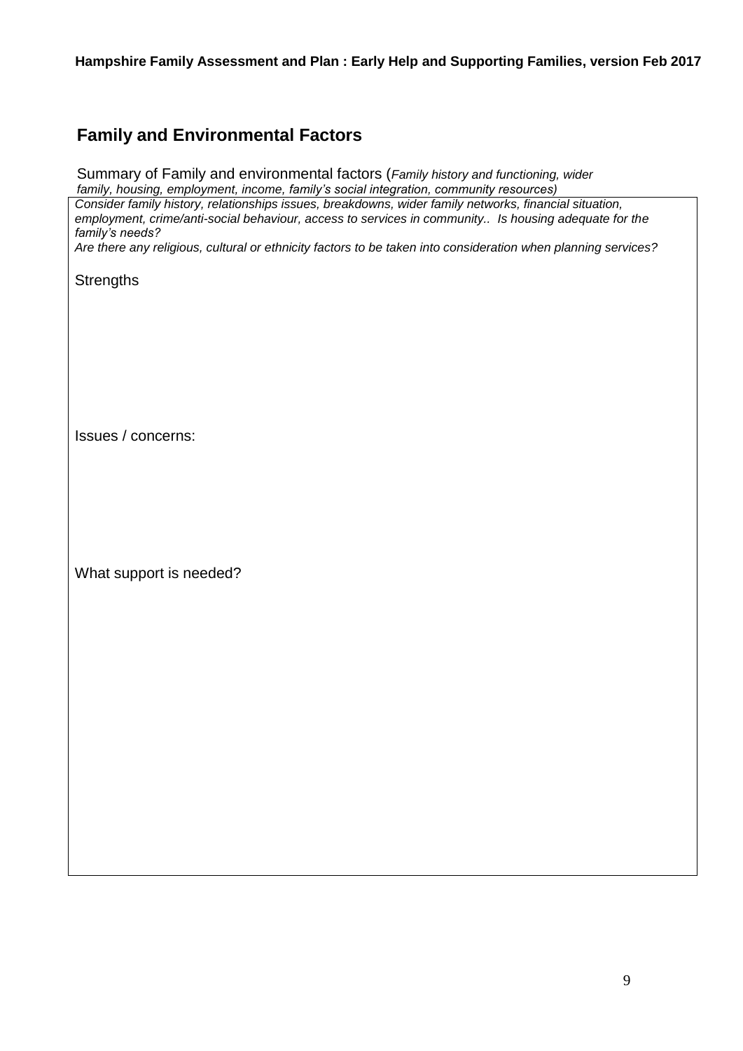## Family and Environmental Factors

Summary of Family and environmental factors (*Family history and functioning, wider family, housing, employment, income, family's social integration, community resources)*

*Consider family history, relationships issues, breakdowns, wider family networks, financial situation, employment, crime/anti-social behaviour, access to services in community.. Is housing adequate for the family's needs?*

*Are there any religious, cultural or ethnicity factors to be taken into consideration when planning services?*

Strengths

Issues / concerns:

What support is needed?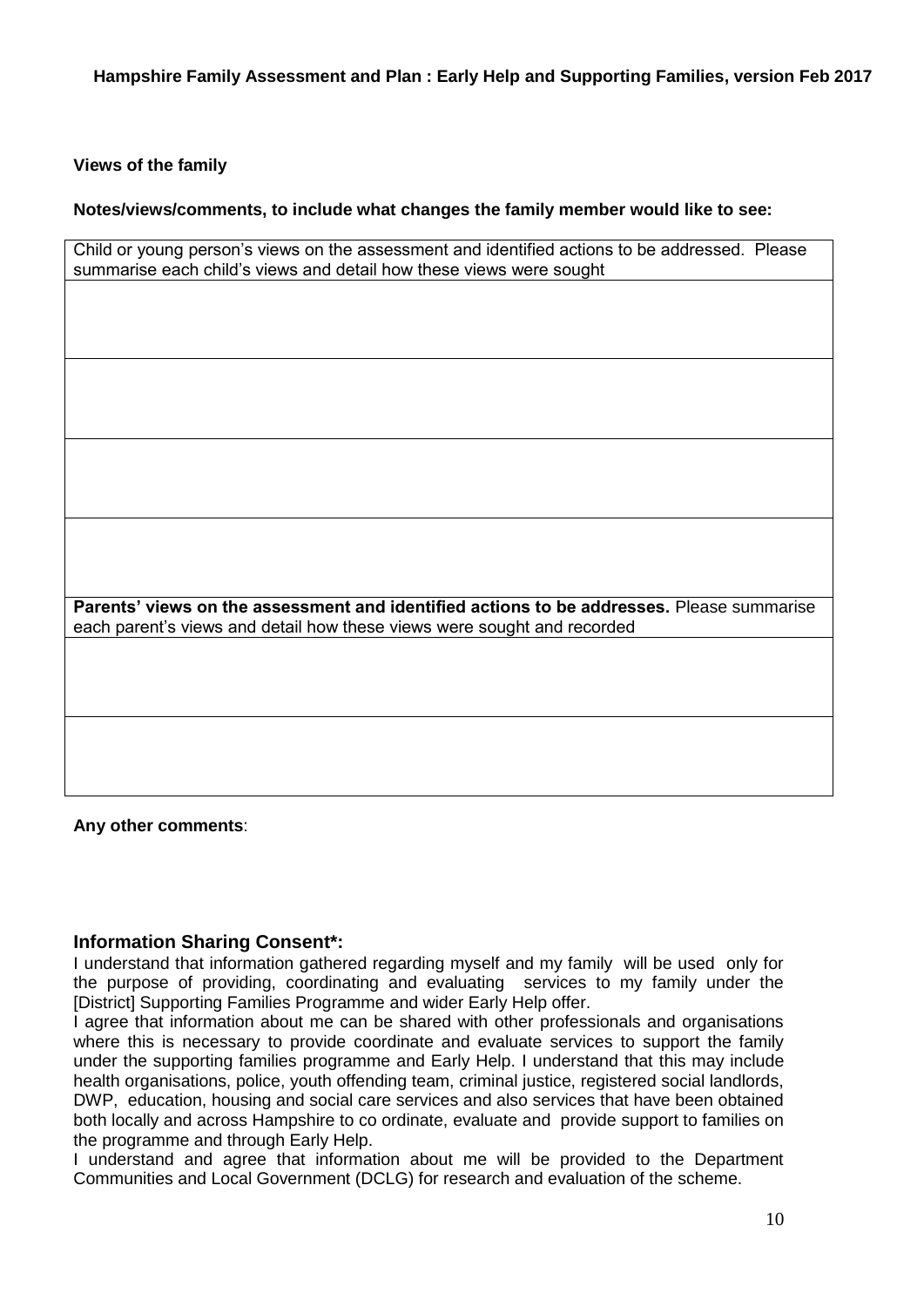**Views of the family**

**Notes/views/comments, to include what changes the family member would like to see:**

| Child or young person's views on the assessment and identified actions to be addressed. Please summarise each child's views and detail how these views were sought |
| --- |
| |
| |
| |
| |
| **Parents' views on the assessment and identified actions to be addresses.** Please summarise each parent's views and detail how these views were sought and recorded |
| |
| |

**Any other comments**:

### Information Sharing Consent*:

I understand that information gathered regarding myself and my family will be used only for the purpose of providing, coordinating and evaluating services to my family under the [District] Supporting Families Programme and wider Early Help offer.

I agree that information about me can be shared with other professionals and organisations where this is necessary to provide coordinate and evaluate services to support the family under the supporting families programme and Early Help. I understand that this may include health organisations, police, youth offending team, criminal justice, registered social landlords, DWP, education, housing and social care services and also services that have been obtained both locally and across Hampshire to co ordinate, evaluate and provide support to families on the programme and through Early Help.

I understand and agree that information about me will be provided to the Department Communities and Local Government (DCLG) for research and evaluation of the scheme.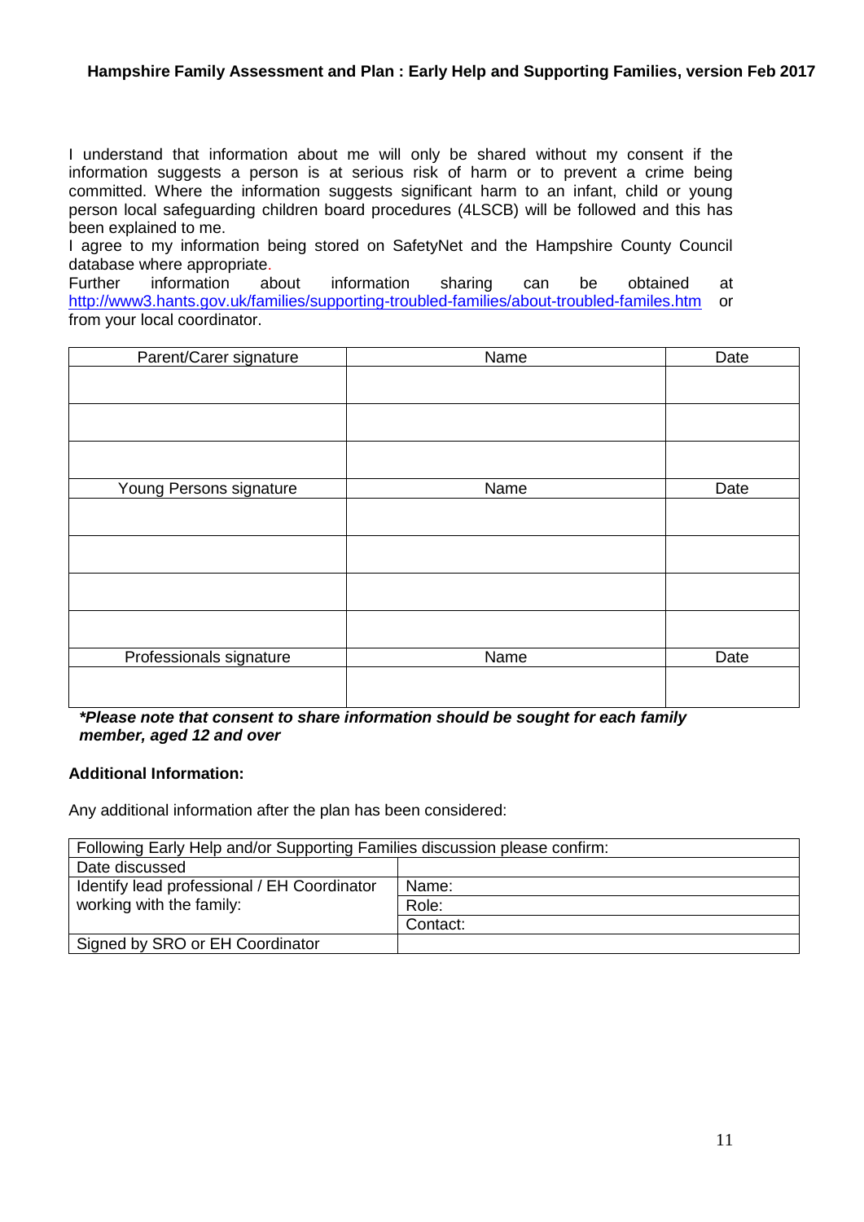I understand that information about me will only be shared without my consent if the information suggests a person is at serious risk of harm or to prevent a crime being committed. Where the information suggests significant harm to an infant, child or young person local safeguarding children board procedures (4LSCB) will be followed and this has been explained to me.

I agree to my information being stored on SafetyNet and the Hampshire County Council database where appropriate.

Further information about information sharing can be obtained at http://www3.hants.gov.uk/families/supporting-troubled-families/about-troubled-familes.htm or from your local coordinator.

| Parent/Carer signature | Name | Date |
| --- | --- | --- |
| | | |
| | | |
| | | |
| Young Persons signature | Name | Date |
| | | |
| | | |
| | | |
| | | |
| Professionals signature | Name | Date |
| | | |

***Please note that consent to share information should be sought for each family member, aged 12 and over***

**Additional Information:**

Any additional information after the plan has been considered:

| Following Early Help and/or Supporting Families discussion please confirm: | |
| --- | --- |
| Date discussed | |
| Identify lead professional / EH Coordinator working with the family: | Name: |
| | Role: |
| | Contact: |
| Signed by SRO or EH Coordinator | |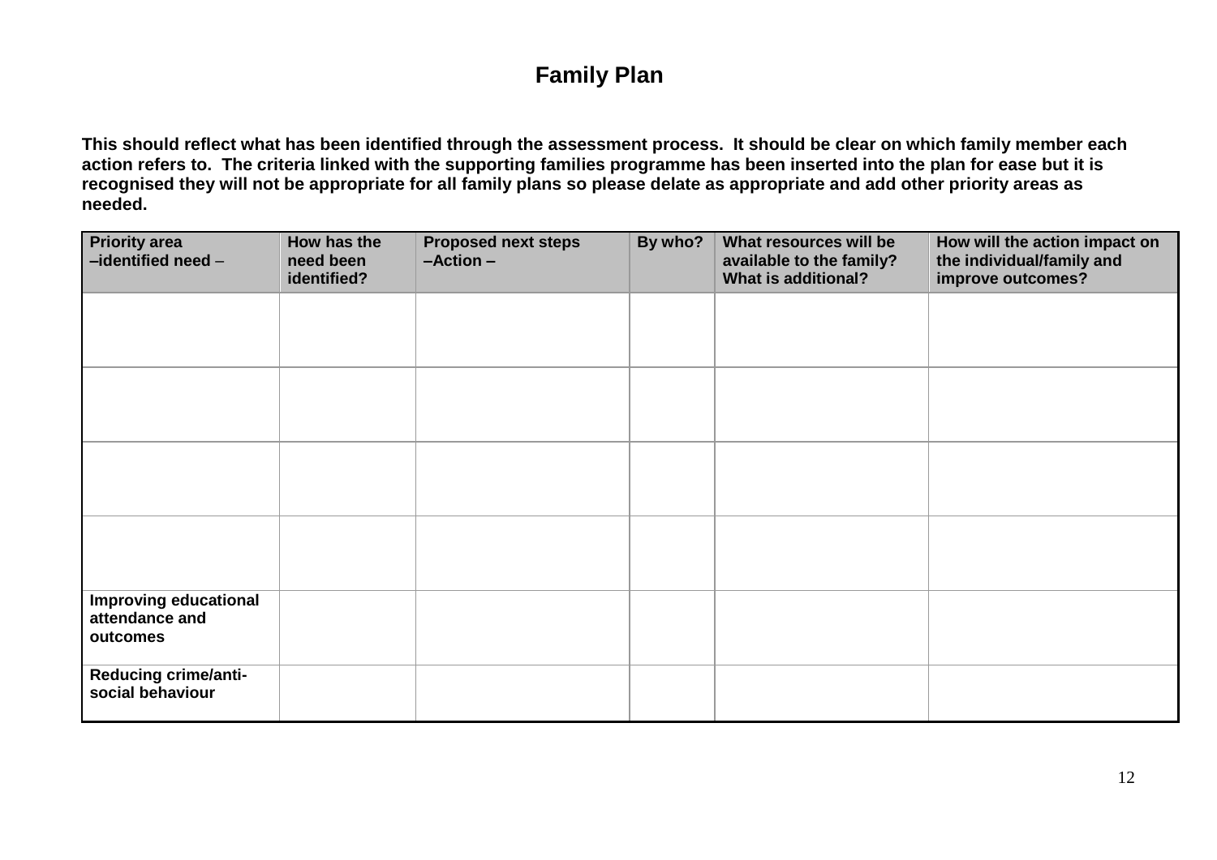# Family Plan

**This should reflect what has been identified through the assessment process. It should be clear on which family member each action refers to. The criteria linked with the supporting families programme has been inserted into the plan for ease but it is recognised they will not be appropriate for all family plans so please delate as appropriate and add other priority areas as needed.**

| Priority area –identified need – | How has the need been identified? | Proposed next steps –Action – | By who? | What resources will be available to the family? What is additional? | How will the action impact on the individual/family and improve outcomes? |
|---|---|---|---|---|---|
| | | | | | |
| | | | | | |
| | | | | | |
| | | | | | |
| **Improving educational attendance and outcomes** | | | | | |
| **Reducing crime/anti-social behaviour** | | | | | |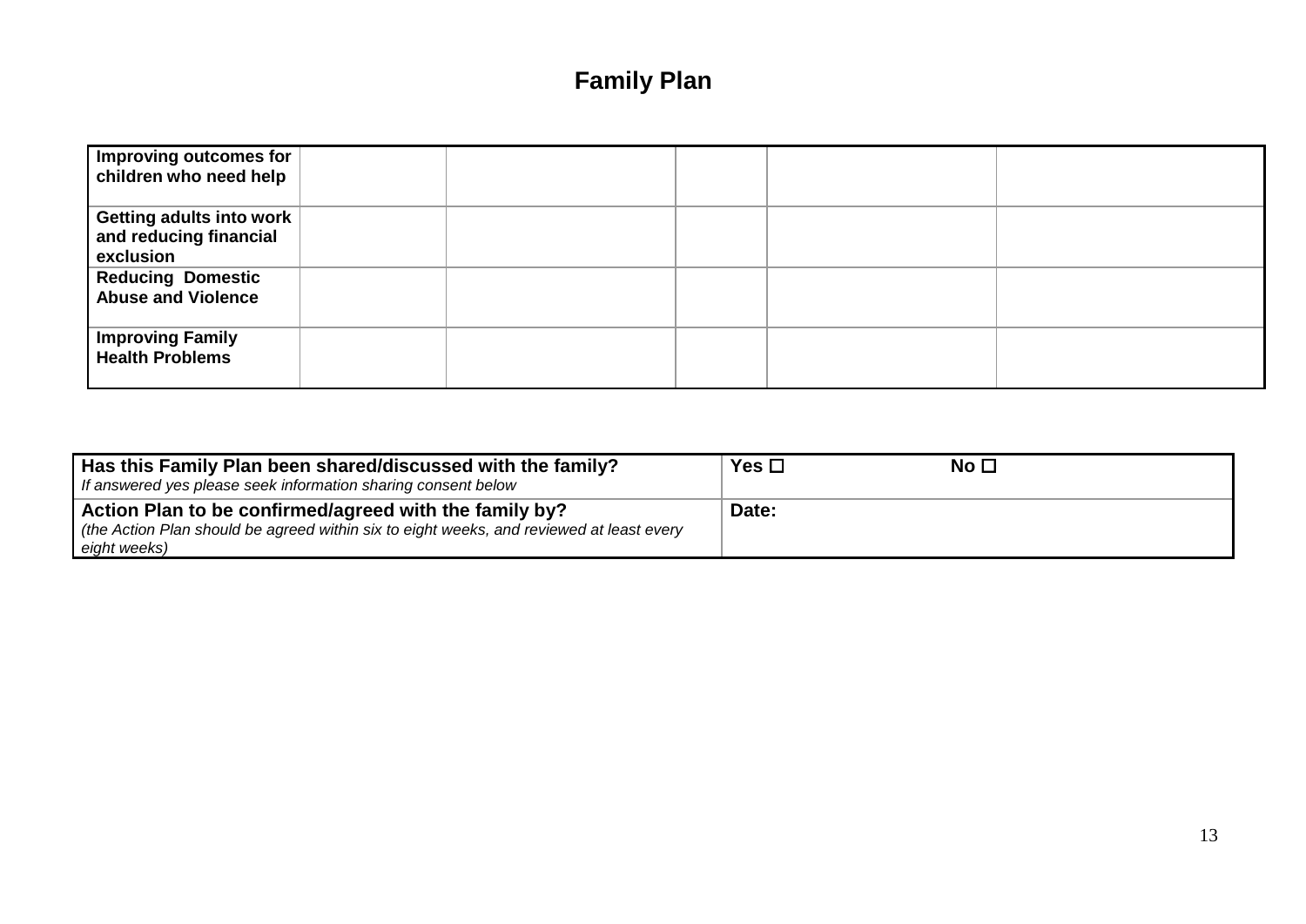# Family Plan

| | | | | | |
|---|---|---|---|---|---|
| **Improving outcomes for children who need help** | | | | | |
| **Getting adults into work and reducing financial exclusion** | | | | | |
| **Reducing Domestic Abuse and Violence** | | | | | |
| **Improving Family Health Problems** | | | | | |

| | |
|---|---|
| **Has this Family Plan been shared/discussed with the family?**<br>*If answered yes please seek information sharing consent below* | **Yes** ☐ **No** ☐ |
| **Action Plan to be confirmed/agreed with the family by?**<br>*(the Action Plan should be agreed within six to eight weeks, and reviewed at least every eight weeks)* | **Date:** |